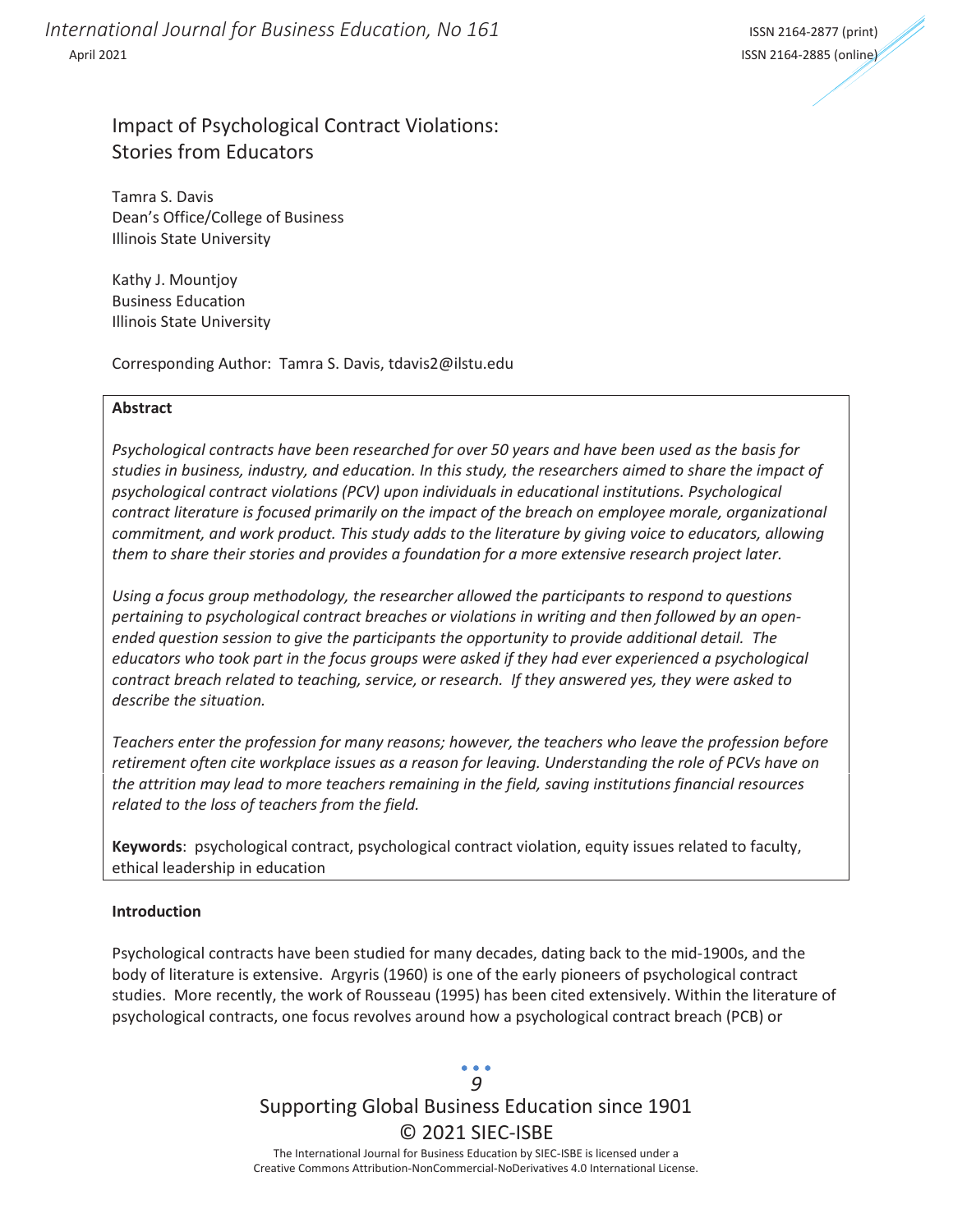# Impact of Psychological Contract Violations: Stories from Educators

Tamra S. Davis
Dean's Office/College of Business
Illinois State University

Kathy J. Mountjoy
Business Education
Illinois State University

Corresponding Author: Tamra S. Davis, tdavis2@ilstu.edu

## Abstract

*Psychological contracts have been researched for over 50 years and have been used as the basis for studies in business, industry, and education. In this study, the researchers aimed to share the impact of psychological contract violations (PCV) upon individuals in educational institutions. Psychological contract literature is focused primarily on the impact of the breach on employee morale, organizational commitment, and work product. This study adds to the literature by giving voice to educators, allowing them to share their stories and provides a foundation for a more extensive research project later.*

*Using a focus group methodology, the researcher allowed the participants to respond to questions pertaining to psychological contract breaches or violations in writing and then followed by an open-ended question session to give the participants the opportunity to provide additional detail. The educators who took part in the focus groups were asked if they had ever experienced a psychological contract breach related to teaching, service, or research. If they answered yes, they were asked to describe the situation.*

*Teachers enter the profession for many reasons; however, the teachers who leave the profession before retirement often cite workplace issues as a reason for leaving. Understanding the role of PCVs have on the attrition may lead to more teachers remaining in the field, saving institutions financial resources related to the loss of teachers from the field.*

**Keywords**: psychological contract, psychological contract violation, equity issues related to faculty, ethical leadership in education

## Introduction

Psychological contracts have been studied for many decades, dating back to the mid-1900s, and the body of literature is extensive. Argyris (1960) is one of the early pioneers of psychological contract studies. More recently, the work of Rousseau (1995) has been cited extensively. Within the literature of psychological contracts, one focus revolves around how a psychological contract breach (PCB) or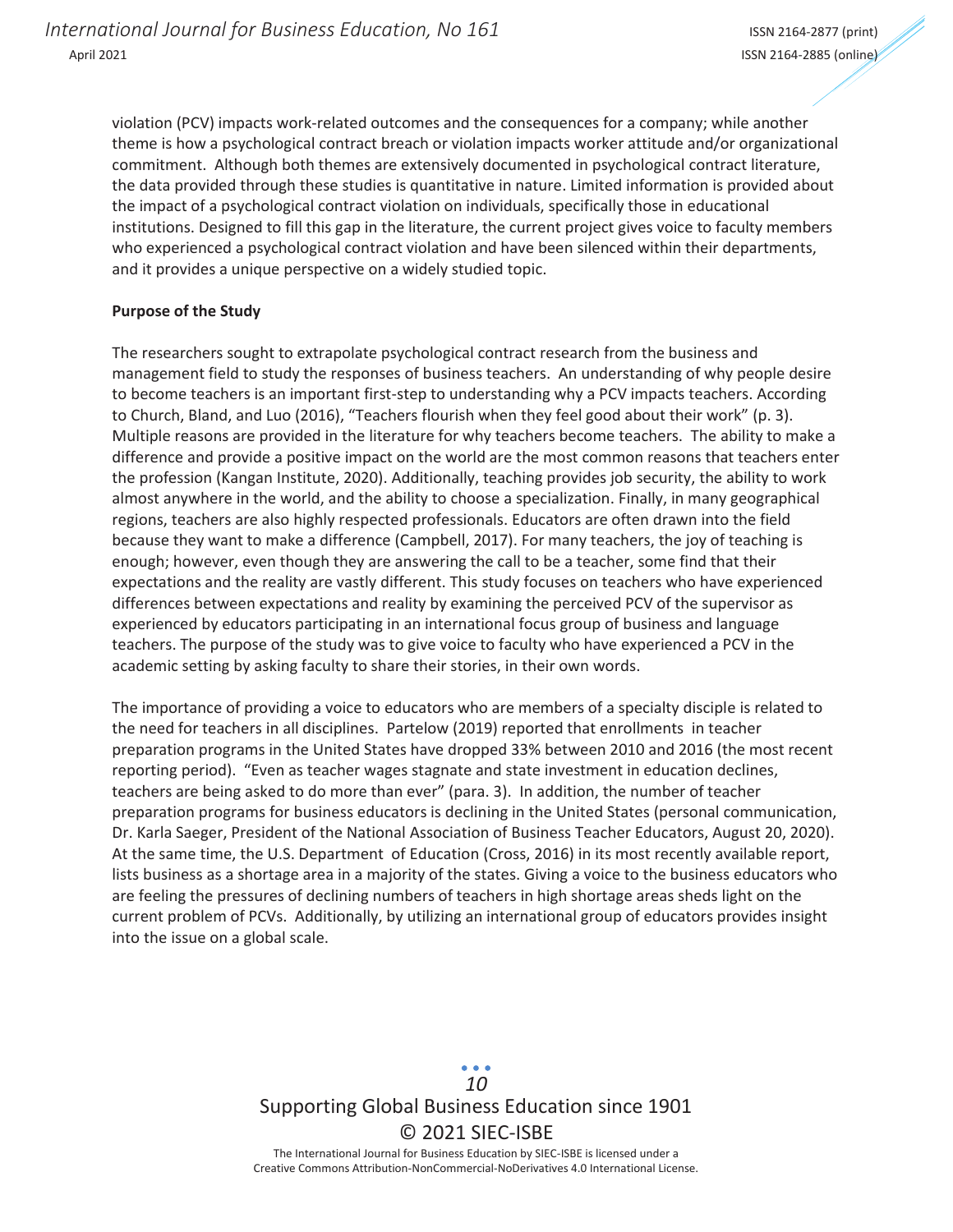violation (PCV) impacts work-related outcomes and the consequences for a company; while another theme is how a psychological contract breach or violation impacts worker attitude and/or organizational commitment. Although both themes are extensively documented in psychological contract literature, the data provided through these studies is quantitative in nature. Limited information is provided about the impact of a psychological contract violation on individuals, specifically those in educational institutions. Designed to fill this gap in the literature, the current project gives voice to faculty members who experienced a psychological contract violation and have been silenced within their departments, and it provides a unique perspective on a widely studied topic.

**Purpose of the Study**

The researchers sought to extrapolate psychological contract research from the business and management field to study the responses of business teachers. An understanding of why people desire to become teachers is an important first-step to understanding why a PCV impacts teachers. According to Church, Bland, and Luo (2016), "Teachers flourish when they feel good about their work" (p. 3). Multiple reasons are provided in the literature for why teachers become teachers. The ability to make a difference and provide a positive impact on the world are the most common reasons that teachers enter the profession (Kangan Institute, 2020). Additionally, teaching provides job security, the ability to work almost anywhere in the world, and the ability to choose a specialization. Finally, in many geographical regions, teachers are also highly respected professionals. Educators are often drawn into the field because they want to make a difference (Campbell, 2017). For many teachers, the joy of teaching is enough; however, even though they are answering the call to be a teacher, some find that their expectations and the reality are vastly different. This study focuses on teachers who have experienced differences between expectations and reality by examining the perceived PCV of the supervisor as experienced by educators participating in an international focus group of business and language teachers. The purpose of the study was to give voice to faculty who have experienced a PCV in the academic setting by asking faculty to share their stories, in their own words.

The importance of providing a voice to educators who are members of a specialty disciple is related to the need for teachers in all disciplines. Partelow (2019) reported that enrollments in teacher preparation programs in the United States have dropped 33% between 2010 and 2016 (the most recent reporting period). "Even as teacher wages stagnate and state investment in education declines, teachers are being asked to do more than ever" (para. 3). In addition, the number of teacher preparation programs for business educators is declining in the United States (personal communication, Dr. Karla Saeger, President of the National Association of Business Teacher Educators, August 20, 2020). At the same time, the U.S. Department of Education (Cross, 2016) in its most recently available report, lists business as a shortage area in a majority of the states. Giving a voice to the business educators who are feeling the pressures of declining numbers of teachers in high shortage areas sheds light on the current problem of PCVs. Additionally, by utilizing an international group of educators provides insight into the issue on a global scale.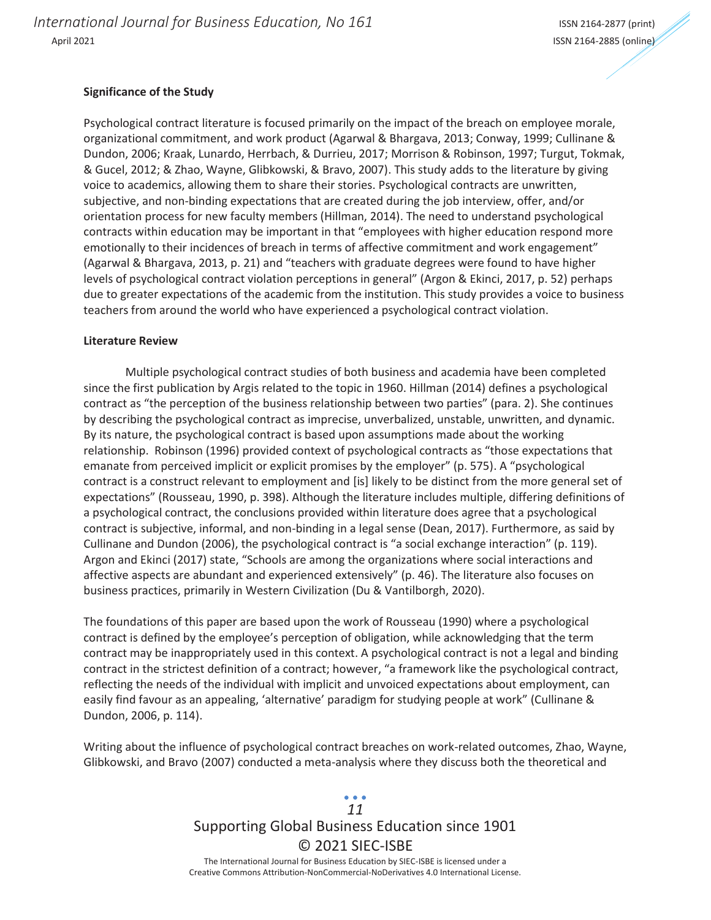**Significance of the Study**

Psychological contract literature is focused primarily on the impact of the breach on employee morale, organizational commitment, and work product (Agarwal & Bhargava, 2013; Conway, 1999; Cullinane & Dundon, 2006; Kraak, Lunardo, Herrbach, & Durrieu, 2017; Morrison & Robinson, 1997; Turgut, Tokmak, & Gucel, 2012; & Zhao, Wayne, Glibkowski, & Bravo, 2007). This study adds to the literature by giving voice to academics, allowing them to share their stories. Psychological contracts are unwritten, subjective, and non-binding expectations that are created during the job interview, offer, and/or orientation process for new faculty members (Hillman, 2014). The need to understand psychological contracts within education may be important in that "employees with higher education respond more emotionally to their incidences of breach in terms of affective commitment and work engagement" (Agarwal & Bhargava, 2013, p. 21) and "teachers with graduate degrees were found to have higher levels of psychological contract violation perceptions in general" (Argon & Ekinci, 2017, p. 52) perhaps due to greater expectations of the academic from the institution. This study provides a voice to business teachers from around the world who have experienced a psychological contract violation.

**Literature Review**

Multiple psychological contract studies of both business and academia have been completed since the first publication by Argis related to the topic in 1960. Hillman (2014) defines a psychological contract as "the perception of the business relationship between two parties" (para. 2). She continues by describing the psychological contract as imprecise, unverbalized, unstable, unwritten, and dynamic. By its nature, the psychological contract is based upon assumptions made about the working relationship. Robinson (1996) provided context of psychological contracts as "those expectations that emanate from perceived implicit or explicit promises by the employer" (p. 575). A "psychological contract is a construct relevant to employment and [is] likely to be distinct from the more general set of expectations" (Rousseau, 1990, p. 398). Although the literature includes multiple, differing definitions of a psychological contract, the conclusions provided within literature does agree that a psychological contract is subjective, informal, and non-binding in a legal sense (Dean, 2017). Furthermore, as said by Cullinane and Dundon (2006), the psychological contract is "a social exchange interaction" (p. 119). Argon and Ekinci (2017) state, "Schools are among the organizations where social interactions and affective aspects are abundant and experienced extensively" (p. 46). The literature also focuses on business practices, primarily in Western Civilization (Du & Vantilborgh, 2020).

The foundations of this paper are based upon the work of Rousseau (1990) where a psychological contract is defined by the employee's perception of obligation, while acknowledging that the term contract may be inappropriately used in this context. A psychological contract is not a legal and binding contract in the strictest definition of a contract; however, "a framework like the psychological contract, reflecting the needs of the individual with implicit and unvoiced expectations about employment, can easily find favour as an appealing, 'alternative' paradigm for studying people at work" (Cullinane & Dundon, 2006, p. 114).

Writing about the influence of psychological contract breaches on work-related outcomes, Zhao, Wayne, Glibkowski, and Bravo (2007) conducted a meta-analysis where they discuss both the theoretical and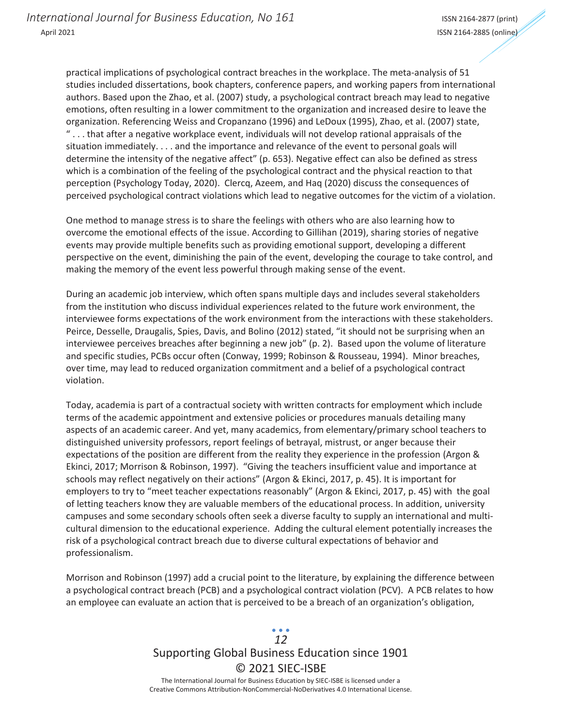practical implications of psychological contract breaches in the workplace. The meta-analysis of 51 studies included dissertations, book chapters, conference papers, and working papers from international authors. Based upon the Zhao, et al. (2007) study, a psychological contract breach may lead to negative emotions, often resulting in a lower commitment to the organization and increased desire to leave the organization. Referencing Weiss and Cropanzano (1996) and LeDoux (1995), Zhao, et al. (2007) state, " . . . that after a negative workplace event, individuals will not develop rational appraisals of the situation immediately. . . . and the importance and relevance of the event to personal goals will determine the intensity of the negative affect" (p. 653). Negative effect can also be defined as stress which is a combination of the feeling of the psychological contract and the physical reaction to that perception (Psychology Today, 2020). Clercq, Azeem, and Haq (2020) discuss the consequences of perceived psychological contract violations which lead to negative outcomes for the victim of a violation.

One method to manage stress is to share the feelings with others who are also learning how to overcome the emotional effects of the issue. According to Gillihan (2019), sharing stories of negative events may provide multiple benefits such as providing emotional support, developing a different perspective on the event, diminishing the pain of the event, developing the courage to take control, and making the memory of the event less powerful through making sense of the event.

During an academic job interview, which often spans multiple days and includes several stakeholders from the institution who discuss individual experiences related to the future work environment, the interviewee forms expectations of the work environment from the interactions with these stakeholders. Peirce, Desselle, Draugalis, Spies, Davis, and Bolino (2012) stated, "it should not be surprising when an interviewee perceives breaches after beginning a new job" (p. 2). Based upon the volume of literature and specific studies, PCBs occur often (Conway, 1999; Robinson & Rousseau, 1994). Minor breaches, over time, may lead to reduced organization commitment and a belief of a psychological contract violation.

Today, academia is part of a contractual society with written contracts for employment which include terms of the academic appointment and extensive policies or procedures manuals detailing many aspects of an academic career. And yet, many academics, from elementary/primary school teachers to distinguished university professors, report feelings of betrayal, mistrust, or anger because their expectations of the position are different from the reality they experience in the profession (Argon & Ekinci, 2017; Morrison & Robinson, 1997). "Giving the teachers insufficient value and importance at schools may reflect negatively on their actions" (Argon & Ekinci, 2017, p. 45). It is important for employers to try to "meet teacher expectations reasonably" (Argon & Ekinci, 2017, p. 45) with the goal of letting teachers know they are valuable members of the educational process. In addition, university campuses and some secondary schools often seek a diverse faculty to supply an international and multi-cultural dimension to the educational experience. Adding the cultural element potentially increases the risk of a psychological contract breach due to diverse cultural expectations of behavior and professionalism.

Morrison and Robinson (1997) add a crucial point to the literature, by explaining the difference between a psychological contract breach (PCB) and a psychological contract violation (PCV). A PCB relates to how an employee can evaluate an action that is perceived to be a breach of an organization's obligation,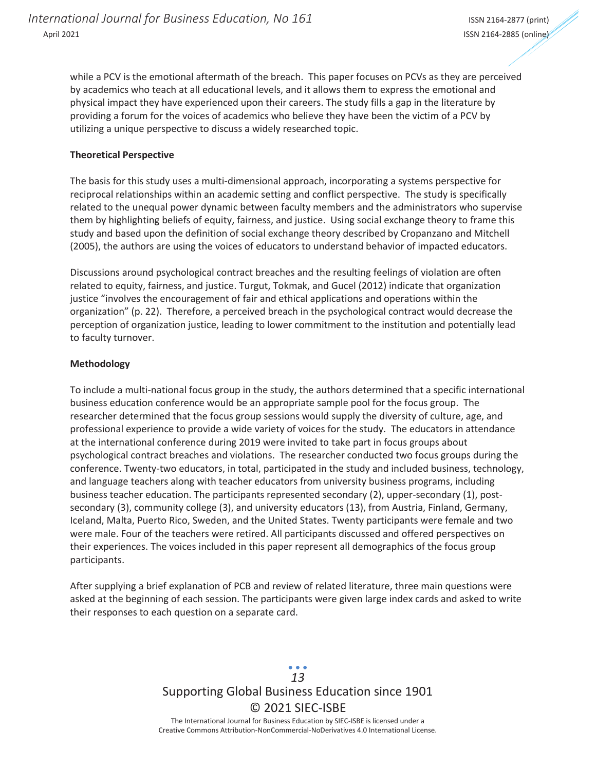while a PCV is the emotional aftermath of the breach. This paper focuses on PCVs as they are perceived by academics who teach at all educational levels, and it allows them to express the emotional and physical impact they have experienced upon their careers. The study fills a gap in the literature by providing a forum for the voices of academics who believe they have been the victim of a PCV by utilizing a unique perspective to discuss a widely researched topic.

**Theoretical Perspective**

The basis for this study uses a multi-dimensional approach, incorporating a systems perspective for reciprocal relationships within an academic setting and conflict perspective. The study is specifically related to the unequal power dynamic between faculty members and the administrators who supervise them by highlighting beliefs of equity, fairness, and justice. Using social exchange theory to frame this study and based upon the definition of social exchange theory described by Cropanzano and Mitchell (2005), the authors are using the voices of educators to understand behavior of impacted educators.

Discussions around psychological contract breaches and the resulting feelings of violation are often related to equity, fairness, and justice. Turgut, Tokmak, and Gucel (2012) indicate that organization justice "involves the encouragement of fair and ethical applications and operations within the organization" (p. 22). Therefore, a perceived breach in the psychological contract would decrease the perception of organization justice, leading to lower commitment to the institution and potentially lead to faculty turnover.

**Methodology**

To include a multi-national focus group in the study, the authors determined that a specific international business education conference would be an appropriate sample pool for the focus group. The researcher determined that the focus group sessions would supply the diversity of culture, age, and professional experience to provide a wide variety of voices for the study. The educators in attendance at the international conference during 2019 were invited to take part in focus groups about psychological contract breaches and violations. The researcher conducted two focus groups during the conference. Twenty-two educators, in total, participated in the study and included business, technology, and language teachers along with teacher educators from university business programs, including business teacher education. The participants represented secondary (2), upper-secondary (1), post-secondary (3), community college (3), and university educators (13), from Austria, Finland, Germany, Iceland, Malta, Puerto Rico, Sweden, and the United States. Twenty participants were female and two were male. Four of the teachers were retired. All participants discussed and offered perspectives on their experiences. The voices included in this paper represent all demographics of the focus group participants.

After supplying a brief explanation of PCB and review of related literature, three main questions were asked at the beginning of each session. The participants were given large index cards and asked to write their responses to each question on a separate card.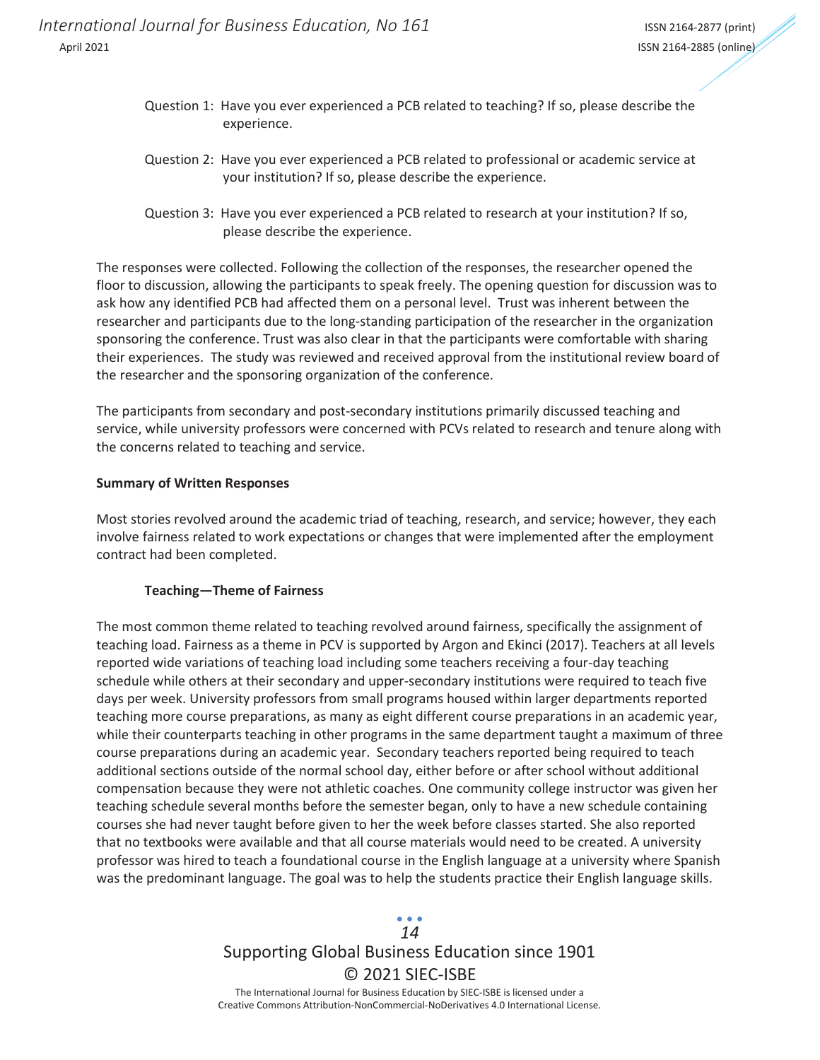Question 1: Have you ever experienced a PCB related to teaching? If so, please describe the experience.

Question 2: Have you ever experienced a PCB related to professional or academic service at your institution? If so, please describe the experience.

Question 3: Have you ever experienced a PCB related to research at your institution? If so, please describe the experience.

The responses were collected. Following the collection of the responses, the researcher opened the floor to discussion, allowing the participants to speak freely. The opening question for discussion was to ask how any identified PCB had affected them on a personal level. Trust was inherent between the researcher and participants due to the long-standing participation of the researcher in the organization sponsoring the conference. Trust was also clear in that the participants were comfortable with sharing their experiences. The study was reviewed and received approval from the institutional review board of the researcher and the sponsoring organization of the conference.

The participants from secondary and post-secondary institutions primarily discussed teaching and service, while university professors were concerned with PCVs related to research and tenure along with the concerns related to teaching and service.

**Summary of Written Responses**

Most stories revolved around the academic triad of teaching, research, and service; however, they each involve fairness related to work expectations or changes that were implemented after the employment contract had been completed.

**Teaching—Theme of Fairness**

The most common theme related to teaching revolved around fairness, specifically the assignment of teaching load. Fairness as a theme in PCV is supported by Argon and Ekinci (2017). Teachers at all levels reported wide variations of teaching load including some teachers receiving a four-day teaching schedule while others at their secondary and upper-secondary institutions were required to teach five days per week. University professors from small programs housed within larger departments reported teaching more course preparations, as many as eight different course preparations in an academic year, while their counterparts teaching in other programs in the same department taught a maximum of three course preparations during an academic year. Secondary teachers reported being required to teach additional sections outside of the normal school day, either before or after school without additional compensation because they were not athletic coaches. One community college instructor was given her teaching schedule several months before the semester began, only to have a new schedule containing courses she had never taught before given to her the week before classes started. She also reported that no textbooks were available and that all course materials would need to be created. A university professor was hired to teach a foundational course in the English language at a university where Spanish was the predominant language. The goal was to help the students practice their English language skills.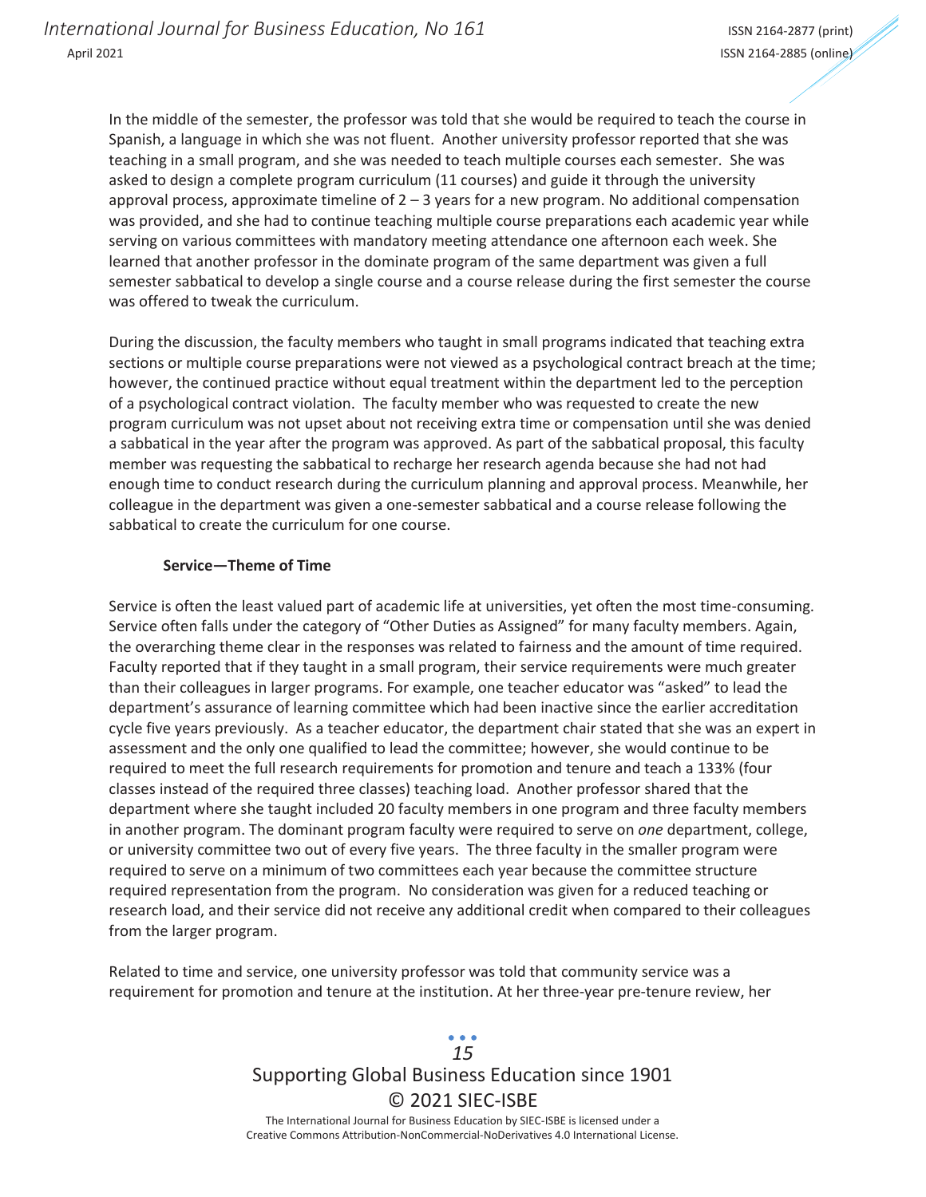In the middle of the semester, the professor was told that she would be required to teach the course in Spanish, a language in which she was not fluent. Another university professor reported that she was teaching in a small program, and she was needed to teach multiple courses each semester. She was asked to design a complete program curriculum (11 courses) and guide it through the university approval process, approximate timeline of 2 – 3 years for a new program. No additional compensation was provided, and she had to continue teaching multiple course preparations each academic year while serving on various committees with mandatory meeting attendance one afternoon each week. She learned that another professor in the dominate program of the same department was given a full semester sabbatical to develop a single course and a course release during the first semester the course was offered to tweak the curriculum.

During the discussion, the faculty members who taught in small programs indicated that teaching extra sections or multiple course preparations were not viewed as a psychological contract breach at the time; however, the continued practice without equal treatment within the department led to the perception of a psychological contract violation. The faculty member who was requested to create the new program curriculum was not upset about not receiving extra time or compensation until she was denied a sabbatical in the year after the program was approved. As part of the sabbatical proposal, this faculty member was requesting the sabbatical to recharge her research agenda because she had not had enough time to conduct research during the curriculum planning and approval process. Meanwhile, her colleague in the department was given a one-semester sabbatical and a course release following the sabbatical to create the curriculum for one course.

**Service—Theme of Time**

Service is often the least valued part of academic life at universities, yet often the most time-consuming. Service often falls under the category of "Other Duties as Assigned" for many faculty members. Again, the overarching theme clear in the responses was related to fairness and the amount of time required. Faculty reported that if they taught in a small program, their service requirements were much greater than their colleagues in larger programs. For example, one teacher educator was "asked" to lead the department's assurance of learning committee which had been inactive since the earlier accreditation cycle five years previously. As a teacher educator, the department chair stated that she was an expert in assessment and the only one qualified to lead the committee; however, she would continue to be required to meet the full research requirements for promotion and tenure and teach a 133% (four classes instead of the required three classes) teaching load. Another professor shared that the department where she taught included 20 faculty members in one program and three faculty members in another program. The dominant program faculty were required to serve on *one* department, college, or university committee two out of every five years. The three faculty in the smaller program were required to serve on a minimum of two committees each year because the committee structure required representation from the program. No consideration was given for a reduced teaching or research load, and their service did not receive any additional credit when compared to their colleagues from the larger program.

Related to time and service, one university professor was told that community service was a requirement for promotion and tenure at the institution. At her three-year pre-tenure review, her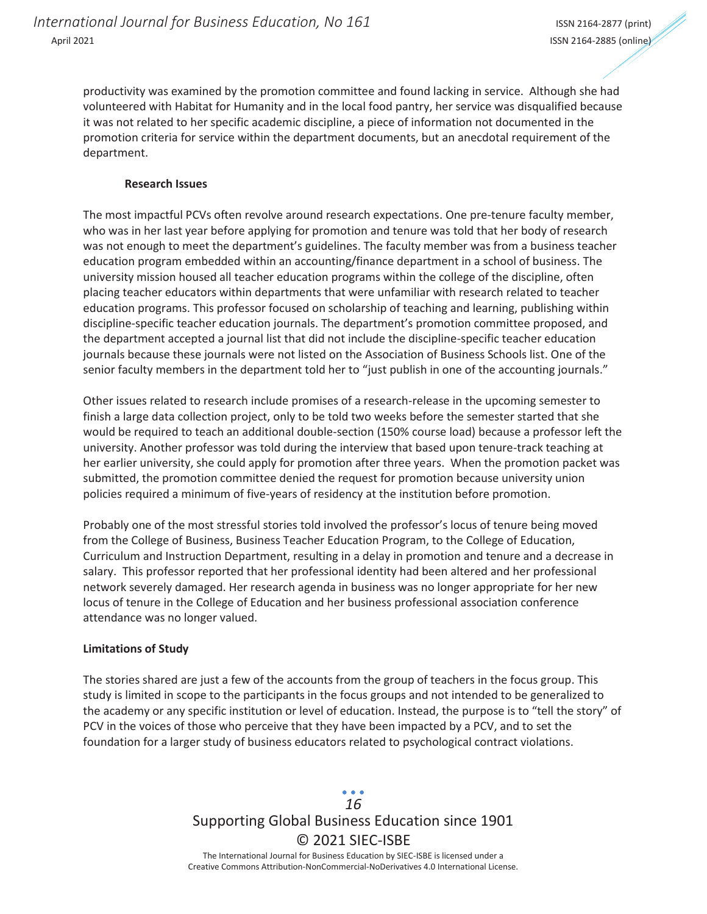productivity was examined by the promotion committee and found lacking in service. Although she had volunteered with Habitat for Humanity and in the local food pantry, her service was disqualified because it was not related to her specific academic discipline, a piece of information not documented in the promotion criteria for service within the department documents, but an anecdotal requirement of the department.

### Research Issues

The most impactful PCVs often revolve around research expectations. One pre-tenure faculty member, who was in her last year before applying for promotion and tenure was told that her body of research was not enough to meet the department's guidelines. The faculty member was from a business teacher education program embedded within an accounting/finance department in a school of business. The university mission housed all teacher education programs within the college of the discipline, often placing teacher educators within departments that were unfamiliar with research related to teacher education programs. This professor focused on scholarship of teaching and learning, publishing within discipline-specific teacher education journals. The department's promotion committee proposed, and the department accepted a journal list that did not include the discipline-specific teacher education journals because these journals were not listed on the Association of Business Schools list. One of the senior faculty members in the department told her to "just publish in one of the accounting journals."

Other issues related to research include promises of a research-release in the upcoming semester to finish a large data collection project, only to be told two weeks before the semester started that she would be required to teach an additional double-section (150% course load) because a professor left the university. Another professor was told during the interview that based upon tenure-track teaching at her earlier university, she could apply for promotion after three years. When the promotion packet was submitted, the promotion committee denied the request for promotion because university union policies required a minimum of five-years of residency at the institution before promotion.

Probably one of the most stressful stories told involved the professor's locus of tenure being moved from the College of Business, Business Teacher Education Program, to the College of Education, Curriculum and Instruction Department, resulting in a delay in promotion and tenure and a decrease in salary. This professor reported that her professional identity had been altered and her professional network severely damaged. Her research agenda in business was no longer appropriate for her new locus of tenure in the College of Education and her business professional association conference attendance was no longer valued.

## Limitations of Study

The stories shared are just a few of the accounts from the group of teachers in the focus group. This study is limited in scope to the participants in the focus groups and not intended to be generalized to the academy or any specific institution or level of education. Instead, the purpose is to "tell the story" of PCV in the voices of those who perceive that they have been impacted by a PCV, and to set the foundation for a larger study of business educators related to psychological contract violations.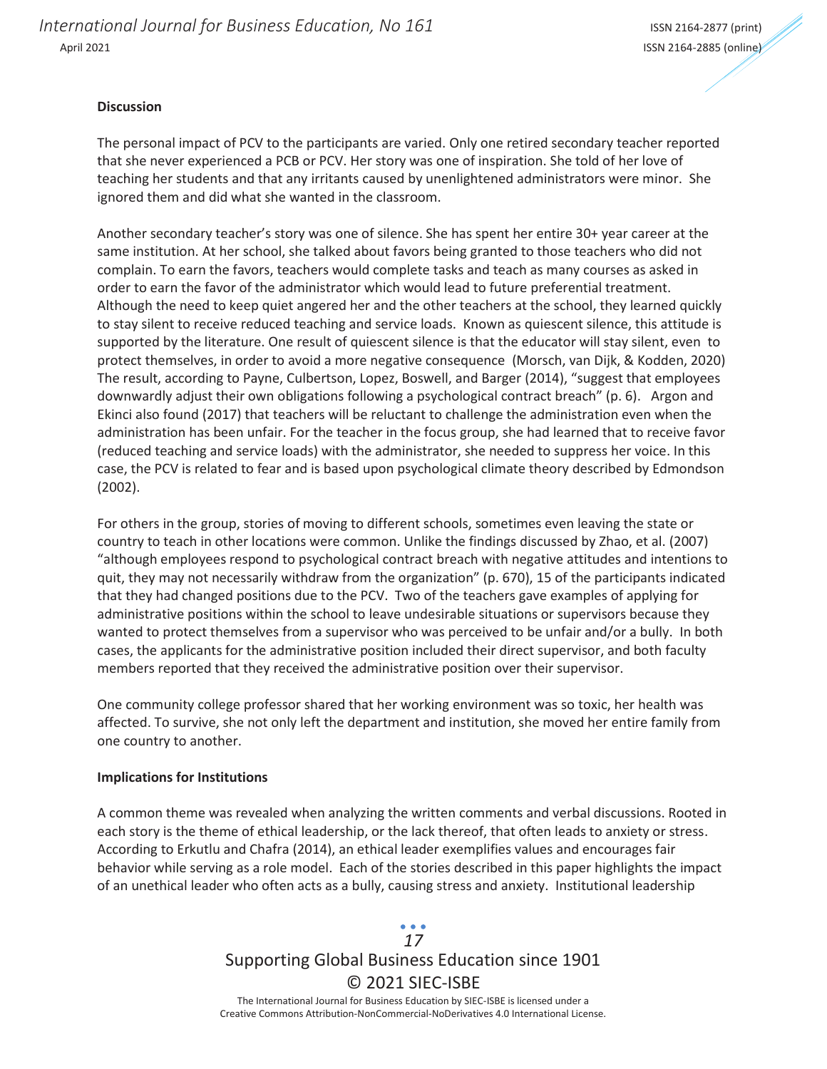**Discussion**

The personal impact of PCV to the participants are varied. Only one retired secondary teacher reported that she never experienced a PCB or PCV. Her story was one of inspiration. She told of her love of teaching her students and that any irritants caused by unenlightened administrators were minor. She ignored them and did what she wanted in the classroom.

Another secondary teacher's story was one of silence. She has spent her entire 30+ year career at the same institution. At her school, she talked about favors being granted to those teachers who did not complain. To earn the favors, teachers would complete tasks and teach as many courses as asked in order to earn the favor of the administrator which would lead to future preferential treatment. Although the need to keep quiet angered her and the other teachers at the school, they learned quickly to stay silent to receive reduced teaching and service loads. Known as quiescent silence, this attitude is supported by the literature. One result of quiescent silence is that the educator will stay silent, even to protect themselves, in order to avoid a more negative consequence (Morsch, van Dijk, & Kodden, 2020) The result, according to Payne, Culbertson, Lopez, Boswell, and Barger (2014), "suggest that employees downwardly adjust their own obligations following a psychological contract breach" (p. 6). Argon and Ekinci also found (2017) that teachers will be reluctant to challenge the administration even when the administration has been unfair. For the teacher in the focus group, she had learned that to receive favor (reduced teaching and service loads) with the administrator, she needed to suppress her voice. In this case, the PCV is related to fear and is based upon psychological climate theory described by Edmondson (2002).

For others in the group, stories of moving to different schools, sometimes even leaving the state or country to teach in other locations were common. Unlike the findings discussed by Zhao, et al. (2007) "although employees respond to psychological contract breach with negative attitudes and intentions to quit, they may not necessarily withdraw from the organization" (p. 670), 15 of the participants indicated that they had changed positions due to the PCV. Two of the teachers gave examples of applying for administrative positions within the school to leave undesirable situations or supervisors because they wanted to protect themselves from a supervisor who was perceived to be unfair and/or a bully. In both cases, the applicants for the administrative position included their direct supervisor, and both faculty members reported that they received the administrative position over their supervisor.

One community college professor shared that her working environment was so toxic, her health was affected. To survive, she not only left the department and institution, she moved her entire family from one country to another.

**Implications for Institutions**

A common theme was revealed when analyzing the written comments and verbal discussions. Rooted in each story is the theme of ethical leadership, or the lack thereof, that often leads to anxiety or stress. According to Erkutlu and Chafra (2014), an ethical leader exemplifies values and encourages fair behavior while serving as a role model. Each of the stories described in this paper highlights the impact of an unethical leader who often acts as a bully, causing stress and anxiety. Institutional leadership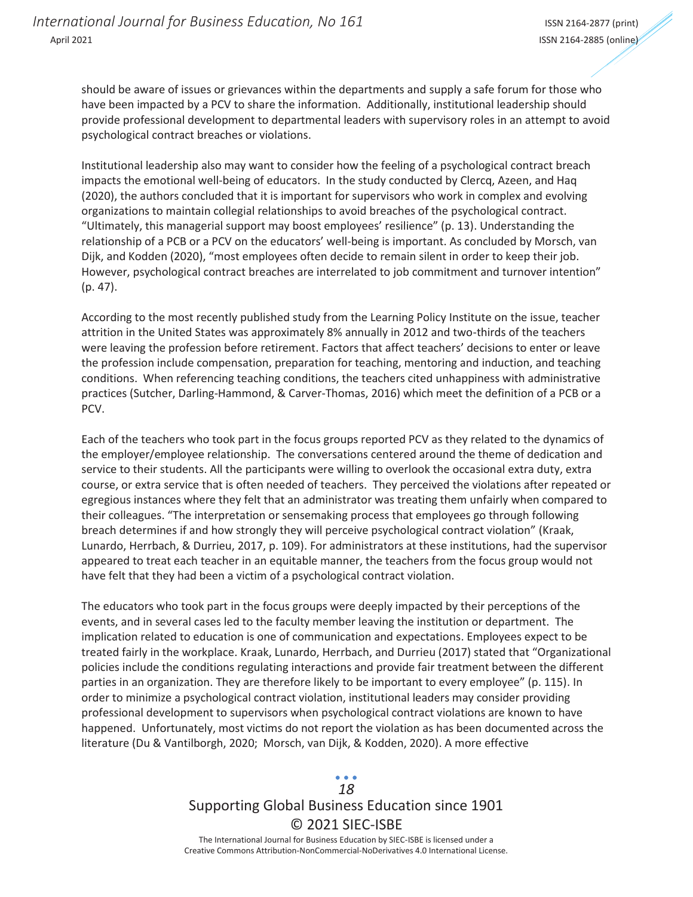should be aware of issues or grievances within the departments and supply a safe forum for those who have been impacted by a PCV to share the information. Additionally, institutional leadership should provide professional development to departmental leaders with supervisory roles in an attempt to avoid psychological contract breaches or violations.

Institutional leadership also may want to consider how the feeling of a psychological contract breach impacts the emotional well-being of educators. In the study conducted by Clercq, Azeen, and Haq (2020), the authors concluded that it is important for supervisors who work in complex and evolving organizations to maintain collegial relationships to avoid breaches of the psychological contract. "Ultimately, this managerial support may boost employees' resilience" (p. 13). Understanding the relationship of a PCB or a PCV on the educators' well-being is important. As concluded by Morsch, van Dijk, and Kodden (2020), "most employees often decide to remain silent in order to keep their job. However, psychological contract breaches are interrelated to job commitment and turnover intention" (p. 47).

According to the most recently published study from the Learning Policy Institute on the issue, teacher attrition in the United States was approximately 8% annually in 2012 and two-thirds of the teachers were leaving the profession before retirement. Factors that affect teachers' decisions to enter or leave the profession include compensation, preparation for teaching, mentoring and induction, and teaching conditions. When referencing teaching conditions, the teachers cited unhappiness with administrative practices (Sutcher, Darling-Hammond, & Carver-Thomas, 2016) which meet the definition of a PCB or a PCV.

Each of the teachers who took part in the focus groups reported PCV as they related to the dynamics of the employer/employee relationship. The conversations centered around the theme of dedication and service to their students. All the participants were willing to overlook the occasional extra duty, extra course, or extra service that is often needed of teachers. They perceived the violations after repeated or egregious instances where they felt that an administrator was treating them unfairly when compared to their colleagues. "The interpretation or sensemaking process that employees go through following breach determines if and how strongly they will perceive psychological contract violation" (Kraak, Lunardo, Herrbach, & Durrieu, 2017, p. 109). For administrators at these institutions, had the supervisor appeared to treat each teacher in an equitable manner, the teachers from the focus group would not have felt that they had been a victim of a psychological contract violation.

The educators who took part in the focus groups were deeply impacted by their perceptions of the events, and in several cases led to the faculty member leaving the institution or department. The implication related to education is one of communication and expectations. Employees expect to be treated fairly in the workplace. Kraak, Lunardo, Herrbach, and Durrieu (2017) stated that "Organizational policies include the conditions regulating interactions and provide fair treatment between the different parties in an organization. They are therefore likely to be important to every employee" (p. 115). In order to minimize a psychological contract violation, institutional leaders may consider providing professional development to supervisors when psychological contract violations are known to have happened. Unfortunately, most victims do not report the violation as has been documented across the literature (Du & Vantilborgh, 2020; Morsch, van Dijk, & Kodden, 2020). A more effective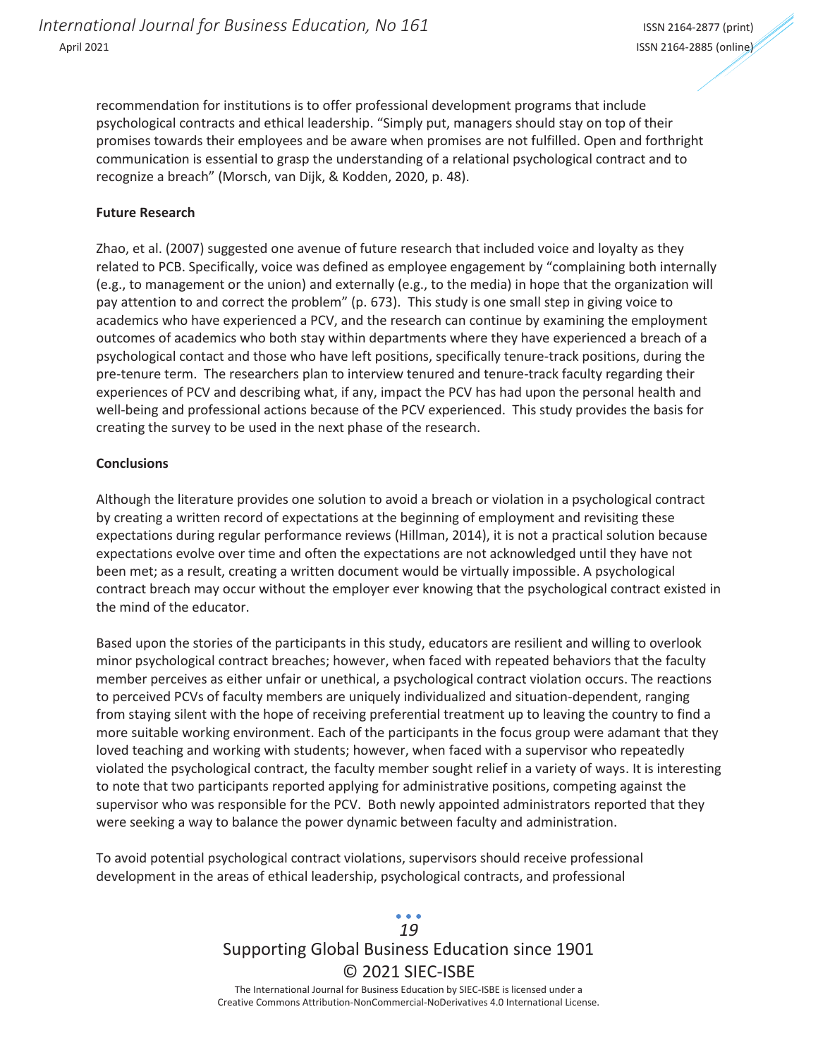recommendation for institutions is to offer professional development programs that include psychological contracts and ethical leadership. "Simply put, managers should stay on top of their promises towards their employees and be aware when promises are not fulfilled. Open and forthright communication is essential to grasp the understanding of a relational psychological contract and to recognize a breach" (Morsch, van Dijk, & Kodden, 2020, p. 48).

**Future Research**

Zhao, et al. (2007) suggested one avenue of future research that included voice and loyalty as they related to PCB. Specifically, voice was defined as employee engagement by "complaining both internally (e.g., to management or the union) and externally (e.g., to the media) in hope that the organization will pay attention to and correct the problem" (p. 673). This study is one small step in giving voice to academics who have experienced a PCV, and the research can continue by examining the employment outcomes of academics who both stay within departments where they have experienced a breach of a psychological contact and those who have left positions, specifically tenure-track positions, during the pre-tenure term. The researchers plan to interview tenured and tenure-track faculty regarding their experiences of PCV and describing what, if any, impact the PCV has had upon the personal health and well-being and professional actions because of the PCV experienced. This study provides the basis for creating the survey to be used in the next phase of the research.

**Conclusions**

Although the literature provides one solution to avoid a breach or violation in a psychological contract by creating a written record of expectations at the beginning of employment and revisiting these expectations during regular performance reviews (Hillman, 2014), it is not a practical solution because expectations evolve over time and often the expectations are not acknowledged until they have not been met; as a result, creating a written document would be virtually impossible. A psychological contract breach may occur without the employer ever knowing that the psychological contract existed in the mind of the educator.

Based upon the stories of the participants in this study, educators are resilient and willing to overlook minor psychological contract breaches; however, when faced with repeated behaviors that the faculty member perceives as either unfair or unethical, a psychological contract violation occurs. The reactions to perceived PCVs of faculty members are uniquely individualized and situation-dependent, ranging from staying silent with the hope of receiving preferential treatment up to leaving the country to find a more suitable working environment. Each of the participants in the focus group were adamant that they loved teaching and working with students; however, when faced with a supervisor who repeatedly violated the psychological contract, the faculty member sought relief in a variety of ways. It is interesting to note that two participants reported applying for administrative positions, competing against the supervisor who was responsible for the PCV. Both newly appointed administrators reported that they were seeking a way to balance the power dynamic between faculty and administration.

To avoid potential psychological contract violations, supervisors should receive professional development in the areas of ethical leadership, psychological contracts, and professional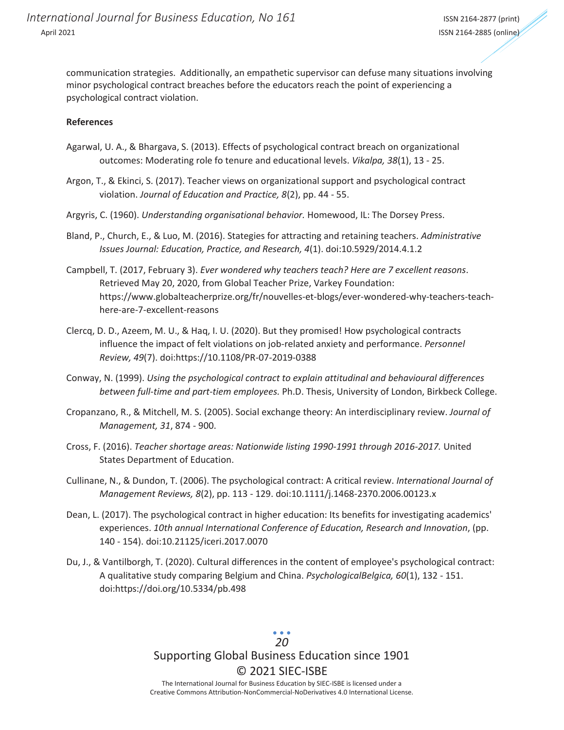communication strategies. Additionally, an empathetic supervisor can defuse many situations involving minor psychological contract breaches before the educators reach the point of experiencing a psychological contract violation.

**References**

Agarwal, U. A., & Bhargava, S. (2013). Effects of psychological contract breach on organizational outcomes: Moderating role fo tenure and educational levels. *Vikalpa, 38*(1), 13 - 25.

Argon, T., & Ekinci, S. (2017). Teacher views on organizational support and psychological contract violation. *Journal of Education and Practice, 8*(2), pp. 44 - 55.

Argyris, C. (1960). *Understanding organisational behavior.* Homewood, IL: The Dorsey Press.

Bland, P., Church, E., & Luo, M. (2016). Stategies for attracting and retaining teachers. *Administrative Issues Journal: Education, Practice, and Research, 4*(1). doi:10.5929/2014.4.1.2

Campbell, T. (2017, February 3). *Ever wondered why teachers teach? Here are 7 excellent reasons*. Retrieved May 20, 2020, from Global Teacher Prize, Varkey Foundation: https://www.globalteacherprize.org/fr/nouvelles-et-blogs/ever-wondered-why-teachers-teach-here-are-7-excellent-reasons

Clercq, D. D., Azeem, M. U., & Haq, I. U. (2020). But they promised! How psychological contracts influence the impact of felt violations on job-related anxiety and performance. *Personnel Review, 49*(7). doi:https://10.1108/PR-07-2019-0388

Conway, N. (1999). *Using the psychological contract to explain attitudinal and behavioural differences between full-time and part-tiem employees.* Ph.D. Thesis, University of London, Birkbeck College.

Cropanzano, R., & Mitchell, M. S. (2005). Social exchange theory: An interdisciplinary review. *Journal of Management, 31*, 874 - 900.

Cross, F. (2016). *Teacher shortage areas: Nationwide listing 1990-1991 through 2016-2017.* United States Department of Education.

Cullinane, N., & Dundon, T. (2006). The psychological contract: A critical review. *International Journal of Management Reviews, 8*(2), pp. 113 - 129. doi:10.1111/j.1468-2370.2006.00123.x

Dean, L. (2017). The psychological contract in higher education: Its benefits for investigating academics' experiences. *10th annual International Conference of Education, Research and Innovation*, (pp. 140 - 154). doi:10.21125/iceri.2017.0070

Du, J., & Vantilborgh, T. (2020). Cultural differences in the content of employee's psychological contract: A qualitative study comparing Belgium and China. *PsychologicalBelgica, 60*(1), 132 - 151. doi:https://doi.org/10.5334/pb.498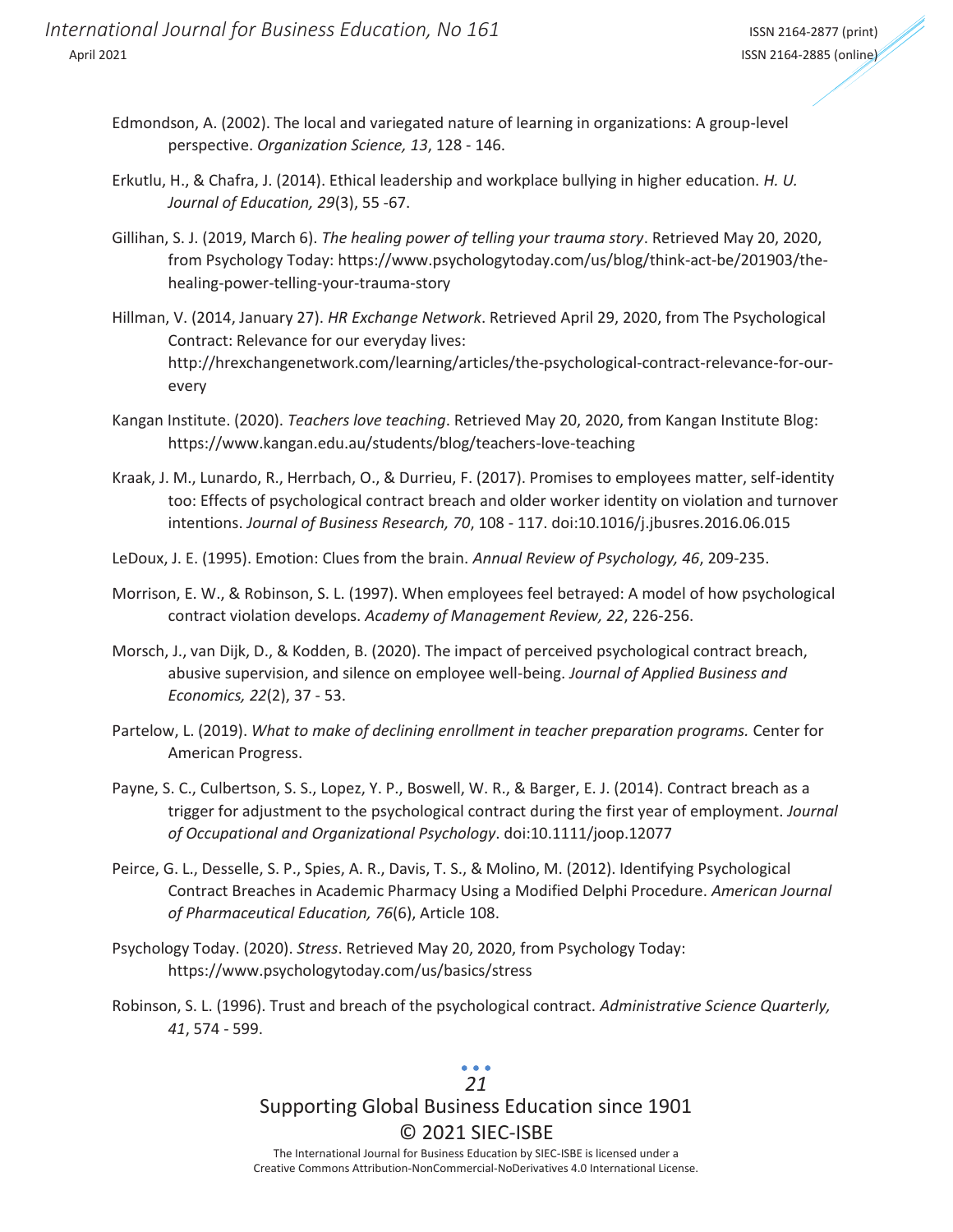Edmondson, A. (2002). The local and variegated nature of learning in organizations: A group-level perspective. *Organization Science, 13*, 128 - 146.

Erkutlu, H., & Chafra, J. (2014). Ethical leadership and workplace bullying in higher education. *H. U. Journal of Education, 29*(3), 55 -67.

Gillihan, S. J. (2019, March 6). *The healing power of telling your trauma story*. Retrieved May 20, 2020, from Psychology Today: https://www.psychologytoday.com/us/blog/think-act-be/201903/the-healing-power-telling-your-trauma-story

Hillman, V. (2014, January 27). *HR Exchange Network*. Retrieved April 29, 2020, from The Psychological Contract: Relevance for our everyday lives: http://hrexchangenetwork.com/learning/articles/the-psychological-contract-relevance-for-our-every

Kangan Institute. (2020). *Teachers love teaching*. Retrieved May 20, 2020, from Kangan Institute Blog: https://www.kangan.edu.au/students/blog/teachers-love-teaching

Kraak, J. M., Lunardo, R., Herrbach, O., & Durrieu, F. (2017). Promises to employees matter, self-identity too: Effects of psychological contract breach and older worker identity on violation and turnover intentions. *Journal of Business Research, 70*, 108 - 117. doi:10.1016/j.jbusres.2016.06.015

LeDoux, J. E. (1995). Emotion: Clues from the brain. *Annual Review of Psychology, 46*, 209-235.

Morrison, E. W., & Robinson, S. L. (1997). When employees feel betrayed: A model of how psychological contract violation develops. *Academy of Management Review, 22*, 226-256.

Morsch, J., van Dijk, D., & Kodden, B. (2020). The impact of perceived psychological contract breach, abusive supervision, and silence on employee well-being. *Journal of Applied Business and Economics, 22*(2), 37 - 53.

Partelow, L. (2019). *What to make of declining enrollment in teacher preparation programs.* Center for American Progress.

Payne, S. C., Culbertson, S. S., Lopez, Y. P., Boswell, W. R., & Barger, E. J. (2014). Contract breach as a trigger for adjustment to the psychological contract during the first year of employment. *Journal of Occupational and Organizational Psychology*. doi:10.1111/joop.12077

Peirce, G. L., Desselle, S. P., Spies, A. R., Davis, T. S., & Molino, M. (2012). Identifying Psychological Contract Breaches in Academic Pharmacy Using a Modified Delphi Procedure. *American Journal of Pharmaceutical Education, 76*(6), Article 108.

Psychology Today. (2020). *Stress*. Retrieved May 20, 2020, from Psychology Today: https://www.psychologytoday.com/us/basics/stress

Robinson, S. L. (1996). Trust and breach of the psychological contract. *Administrative Science Quarterly, 41*, 574 - 599.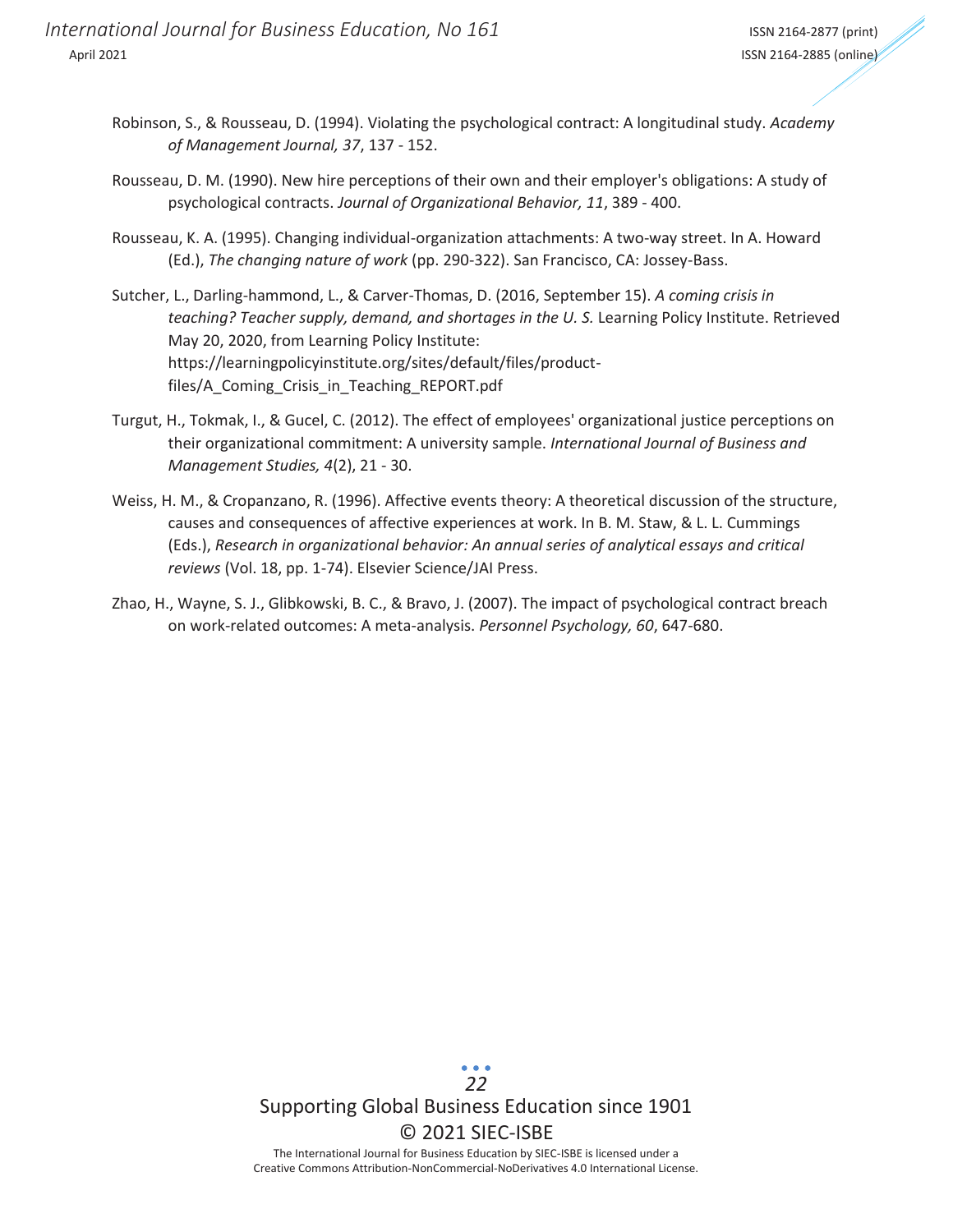Robinson, S., & Rousseau, D. (1994). Violating the psychological contract: A longitudinal study. *Academy of Management Journal, 37*, 137 - 152.

Rousseau, D. M. (1990). New hire perceptions of their own and their employer's obligations: A study of psychological contracts. *Journal of Organizational Behavior, 11*, 389 - 400.

Rousseau, K. A. (1995). Changing individual-organization attachments: A two-way street. In A. Howard (Ed.), *The changing nature of work* (pp. 290-322). San Francisco, CA: Jossey-Bass.

Sutcher, L., Darling-hammond, L., & Carver-Thomas, D. (2016, September 15). *A coming crisis in teaching? Teacher supply, demand, and shortages in the U. S.* Learning Policy Institute. Retrieved May 20, 2020, from Learning Policy Institute: https://learningpolicyinstitute.org/sites/default/files/product-files/A_Coming_Crisis_in_Teaching_REPORT.pdf

Turgut, H., Tokmak, I., & Gucel, C. (2012). The effect of employees' organizational justice perceptions on their organizational commitment: A university sample. *International Journal of Business and Management Studies, 4*(2), 21 - 30.

Weiss, H. M., & Cropanzano, R. (1996). Affective events theory: A theoretical discussion of the structure, causes and consequences of affective experiences at work. In B. M. Staw, & L. L. Cummings (Eds.), *Research in organizational behavior: An annual series of analytical essays and critical reviews* (Vol. 18, pp. 1-74). Elsevier Science/JAI Press.

Zhao, H., Wayne, S. J., Glibkowski, B. C., & Bravo, J. (2007). The impact of psychological contract breach on work-related outcomes: A meta-analysis. *Personnel Psychology, 60*, 647-680.